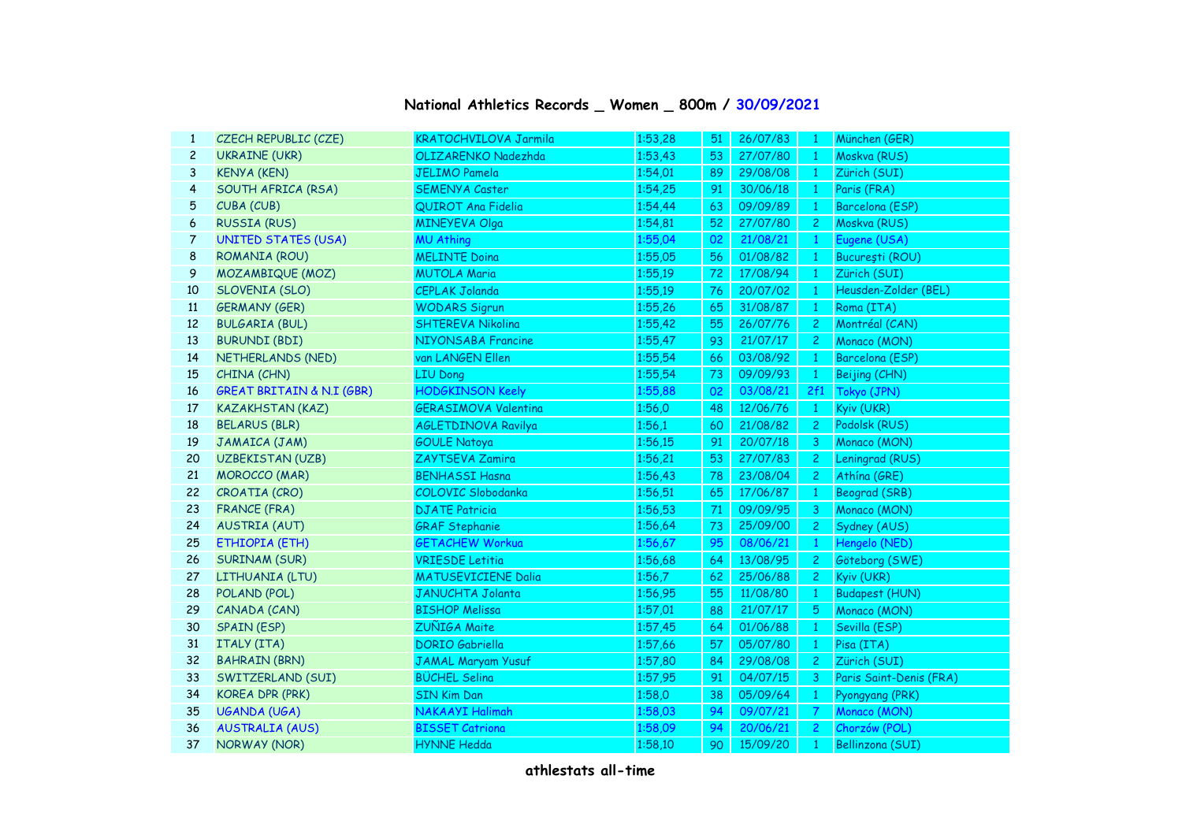# National Athletics Records _ Women _ 800m / 30/09/2021

| | | | | | | | |
|---|---|---|---|---|---|---|---|
| 1 | CZECH REPUBLIC (CZE) | KRATOCHVILOVA Jarmila | 1:53,28 | 51 | 26/07/83 | 1 | München (GER) |
| 2 | UKRAINE (UKR) | OLIZARENKO Nadezhda | 1:53,43 | 53 | 27/07/80 | 1 | Moskva (RUS) |
| 3 | KENYA (KEN) | JELIMO Pamela | 1:54,01 | 89 | 29/08/08 | 1 | Zürich (SUI) |
| 4 | SOUTH AFRICA (RSA) | SEMENYA Caster | 1:54,25 | 91 | 30/06/18 | 1 | Paris (FRA) |
| 5 | CUBA (CUB) | QUIROT Ana Fidelia | 1:54,44 | 63 | 09/09/89 | 1 | Barcelona (ESP) |
| 6 | RUSSIA (RUS) | MINEYEVA Olga | 1:54,81 | 52 | 27/07/80 | 2 | Moskva (RUS) |
| 7 | UNITED STATES (USA) | MU Athing | 1:55,04 | 02 | 21/08/21 | 1 | Eugene (USA) |
| 8 | ROMANIA (ROU) | MELINTE Doina | 1:55,05 | 56 | 01/08/82 | 1 | Bucureşti (ROU) |
| 9 | MOZAMBIQUE (MOZ) | MUTOLA Maria | 1:55,19 | 72 | 17/08/94 | 1 | Zürich (SUI) |
| 10 | SLOVENIA (SLO) | CEPLAK Jolanda | 1:55,19 | 76 | 20/07/02 | 1 | Heusden-Zolder (BEL) |
| 11 | GERMANY (GER) | WODARS Sigrun | 1:55,26 | 65 | 31/08/87 | 1 | Roma (ITA) |
| 12 | BULGARIA (BUL) | SHTEREVA Nikolina | 1:55,42 | 55 | 26/07/76 | 2 | Montréal (CAN) |
| 13 | BURUNDI (BDI) | NIYONSABA Francine | 1:55,47 | 93 | 21/07/17 | 2 | Monaco (MON) |
| 14 | NETHERLANDS (NED) | van LANGEN Ellen | 1:55,54 | 66 | 03/08/92 | 1 | Barcelona (ESP) |
| 15 | CHINA (CHN) | LIU Dong | 1:55,54 | 73 | 09/09/93 | 1 | Beijing (CHN) |
| 16 | GREAT BRITAIN & N.I (GBR) | HODGKINSON Keely | 1:55,88 | 02 | 03/08/21 | 2f1 | Tokyo (JPN) |
| 17 | KAZAKHSTAN (KAZ) | GERASIMOVA Valentina | 1:56,0 | 48 | 12/06/76 | 1 | Kyiv (UKR) |
| 18 | BELARUS (BLR) | AGLETDINOVA Ravilya | 1:56,1 | 60 | 21/08/82 | 2 | Podolsk (RUS) |
| 19 | JAMAICA (JAM) | GOULE Natoya | 1:56,15 | 91 | 20/07/18 | 3 | Monaco (MON) |
| 20 | UZBEKISTAN (UZB) | ZAYTSEVA Zamira | 1:56,21 | 53 | 27/07/83 | 2 | Leningrad (RUS) |
| 21 | MOROCCO (MAR) | BENHASSI Hasna | 1:56,43 | 78 | 23/08/04 | 2 | Athína (GRE) |
| 22 | CROATIA (CRO) | COLOVIC Slobodanka | 1:56,51 | 65 | 17/06/87 | 1 | Beograd (SRB) |
| 23 | FRANCE (FRA) | DJATE Patricia | 1:56,53 | 71 | 09/09/95 | 3 | Monaco (MON) |
| 24 | AUSTRIA (AUT) | GRAF Stephanie | 1:56,64 | 73 | 25/09/00 | 2 | Sydney (AUS) |
| 25 | ETHIOPIA (ETH) | GETACHEW Workua | 1:56,67 | 95 | 08/06/21 | 1 | Hengelo (NED) |
| 26 | SURINAM (SUR) | VRIESDE Letitia | 1:56,68 | 64 | 13/08/95 | 2 | Göteborg (SWE) |
| 27 | LITHUANIA (LTU) | MATUSEVICIENE Dalia | 1:56,7 | 62 | 25/06/88 | 2 | Kyiv (UKR) |
| 28 | POLAND (POL) | JANUCHTA Jolanta | 1:56,95 | 55 | 11/08/80 | 1 | Budapest (HUN) |
| 29 | CANADA (CAN) | BISHOP Melissa | 1:57,01 | 88 | 21/07/17 | 5 | Monaco (MON) |
| 30 | SPAIN (ESP) | ZUÑIGA Maite | 1:57,45 | 64 | 01/06/88 | 1 | Sevilla (ESP) |
| 31 | ITALY (ITA) | DORIO Gabriella | 1:57,66 | 57 | 05/07/80 | 1 | Pisa (ITA) |
| 32 | BAHRAIN (BRN) | JAMAL Maryam Yusuf | 1:57,80 | 84 | 29/08/08 | 2 | Zürich (SUI) |
| 33 | SWITZERLAND (SUI) | BÜCHEL Selina | 1:57,95 | 91 | 04/07/15 | 3 | Paris Saint-Denis (FRA) |
| 34 | KOREA DPR (PRK) | SIN Kim Dan | 1:58,0 | 38 | 05/09/64 | 1 | Pyongyang (PRK) |
| 35 | UGANDA (UGA) | NAKAAYI Halimah | 1:58,03 | 94 | 09/07/21 | 7 | Monaco (MON) |
| 36 | AUSTRALIA (AUS) | BISSET Catriona | 1:58,09 | 94 | 20/06/21 | 2 | Chorzów (POL) |
| 37 | NORWAY (NOR) | HYNNE Hedda | 1:58,10 | 90 | 15/09/20 | 1 | Bellinzona (SUI) |

athlestats all-time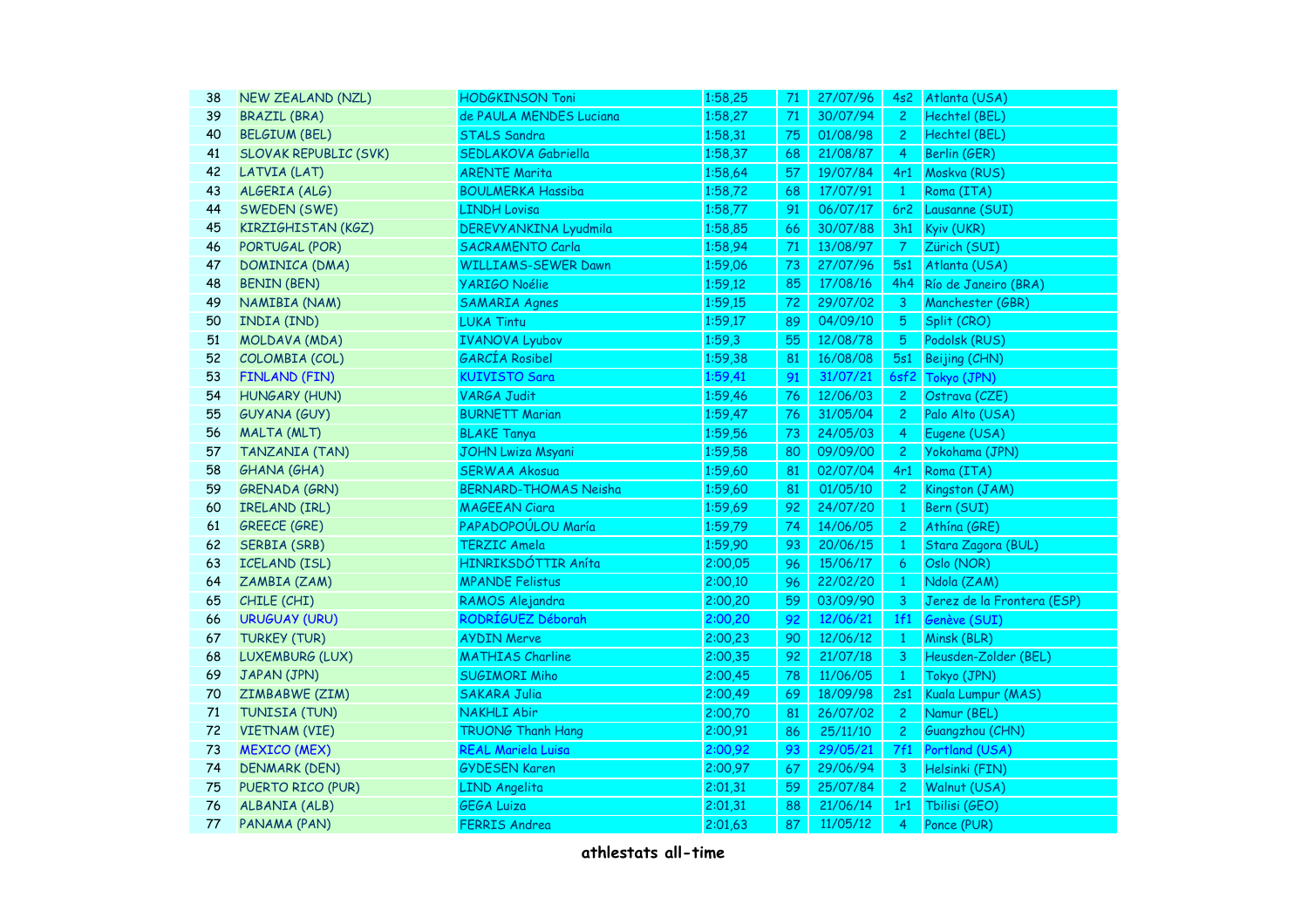| 38 | NEW ZEALAND (NZL) | HODGKINSON Toni | 1:58,25 | 71 | 27/07/96 | 4s2 | Atlanta (USA) |
|---|---|---|---|---|---|---|---|
| 39 | BRAZIL (BRA) | de PAULA MENDES Luciana | 1:58,27 | 71 | 30/07/94 | 2 | Hechtel (BEL) |
| 40 | BELGIUM (BEL) | STALS Sandra | 1:58,31 | 75 | 01/08/98 | 2 | Hechtel (BEL) |
| 41 | SLOVAK REPUBLIC (SVK) | SEDLAKOVA Gabriella | 1:58,37 | 68 | 21/08/87 | 4 | Berlin (GER) |
| 42 | LATVIA (LAT) | ARENTE Marita | 1:58,64 | 57 | 19/07/84 | 4r1 | Moskva (RUS) |
| 43 | ALGERIA (ALG) | BOULMERKA Hassiba | 1:58,72 | 68 | 17/07/91 | 1 | Roma (ITA) |
| 44 | SWEDEN (SWE) | LINDH Lovisa | 1:58,77 | 91 | 06/07/17 | 6r2 | Lausanne (SUI) |
| 45 | KIRZIGHISTAN (KGZ) | DEREVYANKINA Lyudmila | 1:58,85 | 66 | 30/07/88 | 3h1 | Kyiv (UKR) |
| 46 | PORTUGAL (POR) | SACRAMENTO Carla | 1:58,94 | 71 | 13/08/97 | 7 | Zürich (SUI) |
| 47 | DOMINICA (DMA) | WILLIAMS-SEWER Dawn | 1:59,06 | 73 | 27/07/96 | 5s1 | Atlanta (USA) |
| 48 | BENIN (BEN) | YARIGO Noélie | 1:59,12 | 85 | 17/08/16 | 4h4 | Río de Janeiro (BRA) |
| 49 | NAMIBIA (NAM) | SAMARIA Agnes | 1:59,15 | 72 | 29/07/02 | 3 | Manchester (GBR) |
| 50 | INDIA (IND) | LUKA Tintu | 1:59,17 | 89 | 04/09/10 | 5 | Split (CRO) |
| 51 | MOLDAVA (MDA) | IVANOVA Lyubov | 1:59,3 | 55 | 12/08/78 | 5 | Podolsk (RUS) |
| 52 | COLOMBIA (COL) | GARCÍA Rosibel | 1:59,38 | 81 | 16/08/08 | 5s1 | Beijing (CHN) |
| 53 | FINLAND (FIN) | KUIVISTO Sara | 1:59,41 | 91 | 31/07/21 | 6sf2 | Tokyo (JPN) |
| 54 | HUNGARY (HUN) | VARGA Judit | 1:59,46 | 76 | 12/06/03 | 2 | Ostrava (CZE) |
| 55 | GUYANA (GUY) | BURNETT Marian | 1:59,47 | 76 | 31/05/04 | 2 | Palo Alto (USA) |
| 56 | MALTA (MLT) | BLAKE Tanya | 1:59,56 | 73 | 24/05/03 | 4 | Eugene (USA) |
| 57 | TANZANIA (TAN) | JOHN Lwiza Msyani | 1:59,58 | 80 | 09/09/00 | 2 | Yokohama (JPN) |
| 58 | GHANA (GHA) | SERWAA Akosua | 1:59,60 | 81 | 02/07/04 | 4r1 | Roma (ITA) |
| 59 | GRENADA (GRN) | BERNARD-THOMAS Neisha | 1:59,60 | 81 | 01/05/10 | 2 | Kingston (JAM) |
| 60 | IRELAND (IRL) | MAGEEAN Ciara | 1:59,69 | 92 | 24/07/20 | 1 | Bern (SUI) |
| 61 | GREECE (GRE) | PAPADOPOÚLOU María | 1:59,79 | 74 | 14/06/05 | 2 | Athína (GRE) |
| 62 | SERBIA (SRB) | TERZIC Amela | 1:59,90 | 93 | 20/06/15 | 1 | Stara Zagora (BUL) |
| 63 | ICELAND (ISL) | HINRIKSDÓTTIR Aníta | 2:00,05 | 96 | 15/06/17 | 6 | Oslo (NOR) |
| 64 | ZAMBIA (ZAM) | MPANDE Felistus | 2:00,10 | 96 | 22/02/20 | 1 | Ndola (ZAM) |
| 65 | CHILE (CHI) | RAMOS Alejandra | 2:00,20 | 59 | 03/09/90 | 3 | Jerez de la Frontera (ESP) |
| 66 | URUGUAY (URU) | RODRÍGUEZ Déborah | 2:00,20 | 92 | 12/06/21 | 1f1 | Genève (SUI) |
| 67 | TURKEY (TUR) | AYDIN Merve | 2:00,23 | 90 | 12/06/12 | 1 | Minsk (BLR) |
| 68 | LUXEMBURG (LUX) | MATHIAS Charline | 2:00,35 | 92 | 21/07/18 | 3 | Heusden-Zolder (BEL) |
| 69 | JAPAN (JPN) | SUGIMORI Miho | 2:00,45 | 78 | 11/06/05 | 1 | Tokyo (JPN) |
| 70 | ZIMBABWE (ZIM) | SAKARA Julia | 2:00,49 | 69 | 18/09/98 | 2s1 | Kuala Lumpur (MAS) |
| 71 | TUNISIA (TUN) | NAKHLI Abir | 2:00,70 | 81 | 26/07/02 | 2 | Namur (BEL) |
| 72 | VIETNAM (VIE) | TRUONG Thanh Hang | 2:00,91 | 86 | 25/11/10 | 2 | Guangzhou (CHN) |
| 73 | MEXICO (MEX) | REAL Mariela Luisa | 2:00,92 | 93 | 29/05/21 | 7f1 | Portland (USA) |
| 74 | DENMARK (DEN) | GYDESEN Karen | 2:00,97 | 67 | 29/06/94 | 3 | Helsinki (FIN) |
| 75 | PUERTO RICO (PUR) | LIND Angelita | 2:01,31 | 59 | 25/07/84 | 2 | Walnut (USA) |
| 76 | ALBANIA (ALB) | GEGA Luiza | 2:01,31 | 88 | 21/06/14 | 1r1 | Tbilisi (GEO) |
| 77 | PANAMA (PAN) | FERRIS Andrea | 2:01,63 | 87 | 11/05/12 | 4 | Ponce (PUR) |

**athlestats all-time**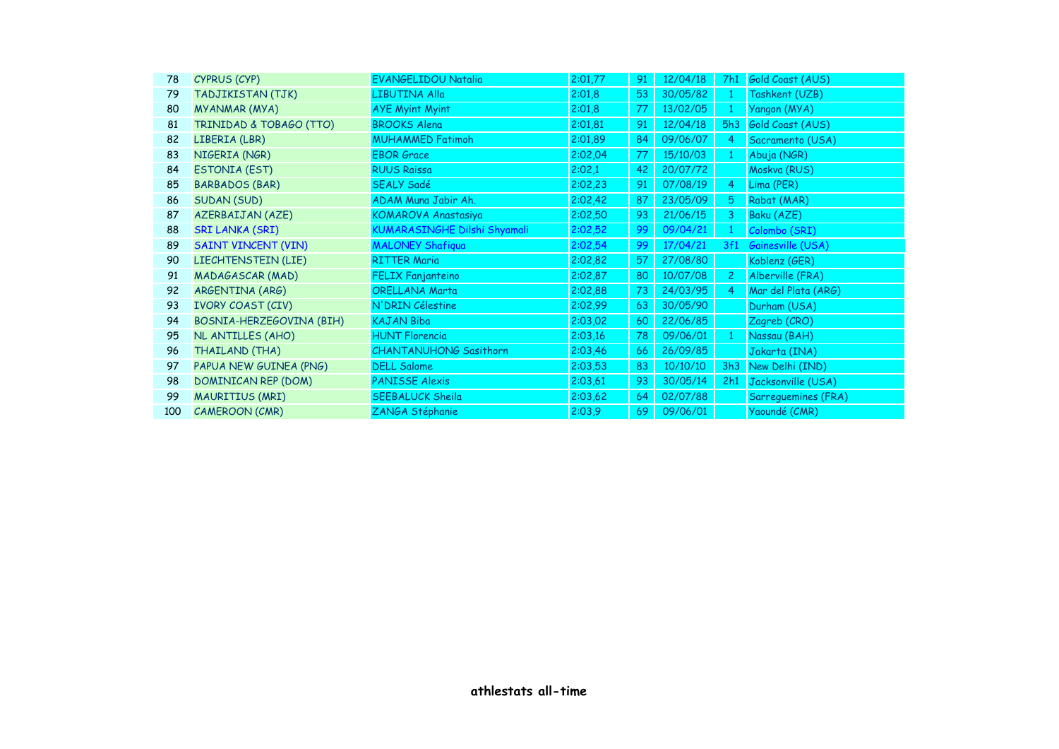| | | | | | | | |
|---|---|---|---|---|---|---|---|
| 78 | CYPRUS (CYP) | EVANGELIDOU Natalia | 2:01,77 | 91 | 12/04/18 | 7h1 | Gold Coast (AUS) |
| 79 | TADJIKISTAN (TJK) | LIBUTINA Alla | 2:01,8 | 53 | 30/05/82 | 1 | Tashkent (UZB) |
| 80 | MYANMAR (MYA) | AYE Myint Myint | 2:01,8 | 77 | 13/02/05 | 1 | Yangon (MYA) |
| 81 | TRINIDAD & TOBAGO (TTO) | BROOKS Alena | 2:01,81 | 91 | 12/04/18 | 5h3 | Gold Coast (AUS) |
| 82 | LIBERIA (LBR) | MUHAMMED Fatimoh | 2:01,89 | 84 | 09/06/07 | 4 | Sacramento (USA) |
| 83 | NIGERIA (NGR) | EBOR Grace | 2:02,04 | 77 | 15/10/03 | 1 | Abuja (NGR) |
| 84 | ESTONIA (EST) | RUUS Raissa | 2:02,1 | 42 | 20/07/72 | | Moskva (RUS) |
| 85 | BARBADOS (BAR) | SEALY Sadé | 2:02,23 | 91 | 07/08/19 | 4 | Lima (PER) |
| 86 | SUDAN (SUD) | ADAM Muna Jabir Ah. | 2:02,42 | 87 | 23/05/09 | 5 | Rabat (MAR) |
| 87 | AZERBAIJAN (AZE) | KOMAROVA Anastasiya | 2:02,50 | 93 | 21/06/15 | 3 | Baku (AZE) |
| 88 | SRI LANKA (SRI) | KUMARASINGHE Dilshi Shyamali | 2:02,52 | 99 | 09/04/21 | 1 | Colombo (SRI) |
| 89 | SAINT VINCENT (VIN) | MALONEY Shafiqua | 2:02,54 | 99 | 17/04/21 | 3f1 | Gainesville (USA) |
| 90 | LIECHTENSTEIN (LIE) | RITTER Maria | 2:02,82 | 57 | 27/08/80 | | Koblenz (GER) |
| 91 | MADAGASCAR (MAD) | FELIX Fanjanteino | 2:02,87 | 80 | 10/07/08 | 2 | Alberville (FRA) |
| 92 | ARGENTINA (ARG) | ORELLANA Marta | 2:02,88 | 73 | 24/03/95 | 4 | Mar del Plata (ARG) |
| 93 | IVORY COAST (CIV) | N'DRIN Célestine | 2:02,99 | 63 | 30/05/90 | | Durham (USA) |
| 94 | BOSNIA-HERZEGOVINA (BIH) | KAJAN Biba | 2:03,02 | 60 | 22/06/85 | | Zagreb (CRO) |
| 95 | NL ANTILLES (AHO) | HUNT Florencia | 2:03,16 | 78 | 09/06/01 | 1 | Nassau (BAH) |
| 96 | THAILAND (THA) | CHANTANUHONG Sasithorn | 2:03,46 | 66 | 26/09/85 | | Jakarta (INA) |
| 97 | PAPUA NEW GUINEA (PNG) | DELL Salome | 2:03,53 | 83 | 10/10/10 | 3h3 | New Delhi (IND) |
| 98 | DOMINICAN REP (DOM) | PANISSE Alexis | 2:03,61 | 93 | 30/05/14 | 2h1 | Jacksonville (USA) |
| 99 | MAURITIUS (MRI) | SEEBALUCK Sheila | 2:03,62 | 64 | 02/07/88 | | Sarreguemines (FRA) |
| 100 | CAMEROON (CMR) | ZANGA Stéphanie | 2:03,9 | 69 | 09/06/01 | | Yaoundé (CMR) |